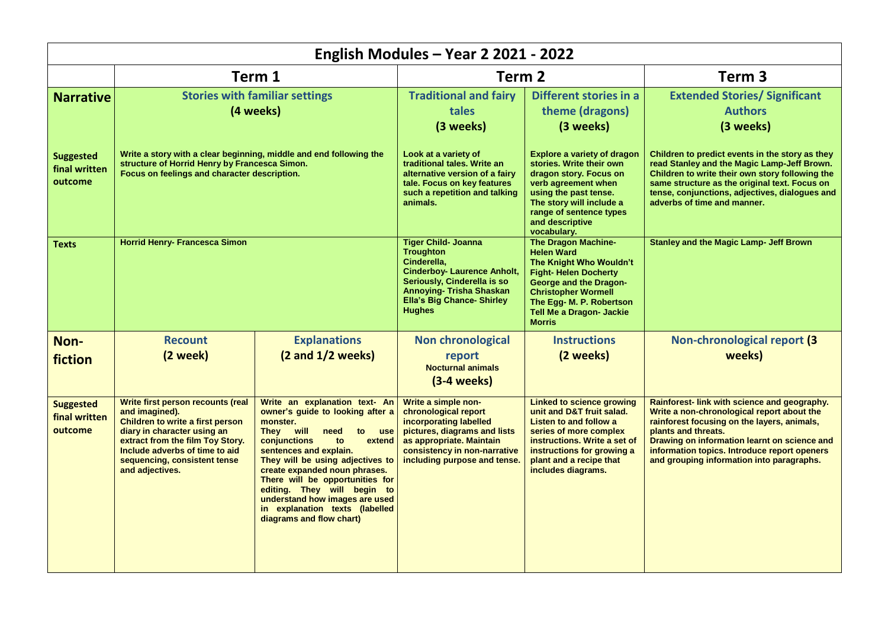# English Modules – Year 2 2021 - 2022

| | Term 1 | | Term 2 | | Term 3 |
|---|---|---|---|---|---|
| **Narrative** | **Stories with familiar settings (4 weeks)** | | **Traditional and fairy tales (3 weeks)** | **Different stories in a theme (dragons) (3 weeks)** | **Extended Stories/ Significant Authors (3 weeks)** |
| **Suggested final written outcome** | Write a story with a clear beginning, middle and end following the structure of Horrid Henry by Francesca Simon. Focus on feelings and character description. | | Look at a variety of traditional tales. Write an alternative version of a fairy tale. Focus on key features such a repetition and talking animals. | Explore a variety of dragon stories. Write their own dragon story. Focus on verb agreement when using the past tense. The story will include a range of sentence types and descriptive vocabulary. | Children to predict events in the story as they read Stanley and the Magic Lamp-Jeff Brown. Children to write their own story following the same structure as the original text. Focus on tense, conjunctions, adjectives, dialogues and adverbs of time and manner. |
| **Texts** | Horrid Henry- Francesca Simon | | Tiger Child- Joanna Troughton<br>Cinderella,<br>Cinderboy- Laurence Anholt,<br>Seriously, Cinderella is so Annoying- Trisha Shaskan<br>Ella's Big Chance- Shirley Hughes | The Dragon Machine- Helen Ward<br>The Knight Who Wouldn't Fight- Helen Docherty<br>George and the Dragon- Christopher Wormell<br>The Egg- M. P. Robertson<br>Tell Me a Dragon- Jackie Morris | Stanley and the Magic Lamp- Jeff Brown |
| **Non-fiction** | **Recount (2 week)** | **Explanations (2 and 1/2 weeks)** | **Non chronological report**<br>Nocturnal animals<br>**(3-4 weeks)** | **Instructions (2 weeks)** | **Non-chronological report (3 weeks)** |
| **Suggested final written outcome** | Write first person recounts (real and imagined).<br>Children to write a first person diary in character using an extract from the film Toy Story. Include adverbs of time to aid sequencing, consistent tense and adjectives. | Write an explanation text- An owner's guide to looking after a monster.<br>They will need to use conjunctions to extend sentences and explain.<br>They will be using adjectives to create expanded noun phrases. There will be opportunities for editing. They will begin to understand how images are used in explanation texts (labelled diagrams and flow chart) | Write a simple non-chronological report incorporating labelled pictures, diagrams and lists as appropriate. Maintain consistency in non-narrative including purpose and tense. | Linked to science growing unit and D&T fruit salad. Listen to and follow a series of more complex instructions. Write a set of instructions for growing a plant and a recipe that includes diagrams. | Rainforest- link with science and geography. Write a non-chronological report about the rainforest focusing on the layers, animals, plants and threats.<br>Drawing on information learnt on science and information topics. Introduce report openers and grouping information into paragraphs. |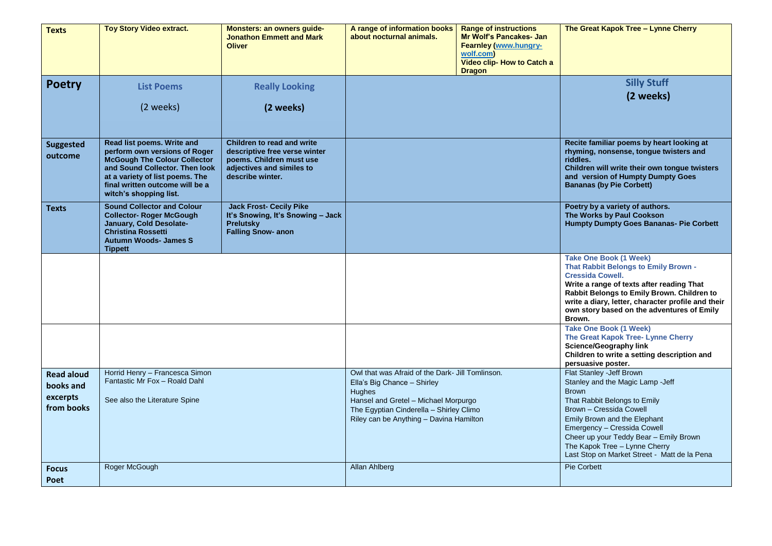| | | | | | |
|---|---|---|---|---|---|
| **Texts** | **Toy Story Video extract.** | **Monsters: an owners guide- Jonathon Emmett and Mark Oliver** | **A range of information books about nocturnal animals.** | **Range of instructions Mr Wolf's Pancakes- Jan Fearnley (www.hungry-wolf.com) Video clip- How to Catch a Dragon** | **The Great Kapok Tree – Lynne Cherry** |
| **Poetry** | **List Poems** (2 weeks) | **Really Looking** **(2 weeks)** | | | **Silly Stuff** **(2 weeks)** |
| **Suggested outcome** | **Read list poems. Write and perform own versions of Roger McGough The Colour Collector and Sound Collector. Then look at a variety of list poems. The final written outcome will be a witch's shopping list.** | **Children to read and write descriptive free verse winter poems. Children must use adjectives and similes to describe winter.** | | | **Recite familiar poems by heart looking at rhyming, nonsense, tongue twisters and riddles. Children will write their own tongue twisters and version of Humpty Dumpty Goes Bananas (by Pie Corbett)** |
| **Texts** | **Sound Collector and Colour Collector- Roger McGough January, Cold Desolate- Christina Rossetti Autumn Woods- James S Tippett** | **Jack Frost- Cecily Pike It's Snowing, It's Snowing – Jack Prelutsky Falling Snow- anon** | | | **Poetry by a variety of authors. The Works by Paul Cookson Humpty Dumpty Goes Bananas- Pie Corbett** |
| | | | | | **Take One Book (1 Week) That Rabbit Belongs to Emily Brown - Cressida Cowell. Write a range of texts after reading That Rabbit Belongs to Emily Brown. Children to write a diary, letter, character profile and their own story based on the adventures of Emily Brown.** |
| | | | | | **Take One Book (1 Week) The Great Kapok Tree- Lynne Cherry Science/Geography link Children to write a setting description and persuasive poster.** |
| **Read aloud books and excerpts from books** | Horrid Henry – Francesca Simon Fantastic Mr Fox – Roald Dahl See also the Literature Spine | | Owl that was Afraid of the Dark- Jill Tomlinson. Ella's Big Chance – Shirley Hughes Hansel and Gretel – Michael Morpurgo The Egyptian Cinderella – Shirley Climo Riley can be Anything – Davina Hamilton | | Flat Stanley -Jeff Brown Stanley and the Magic Lamp -Jeff Brown That Rabbit Belongs to Emily Brown – Cressida Cowell Emily Brown and the Elephant Emergency – Cressida Cowell Cheer up your Teddy Bear – Emily Brown The Kapok Tree – Lynne Cherry Last Stop on Market Street - Matt de la Pena |
| **Focus Poet** | Roger McGough | | Allan Ahlberg | | Pie Corbett |